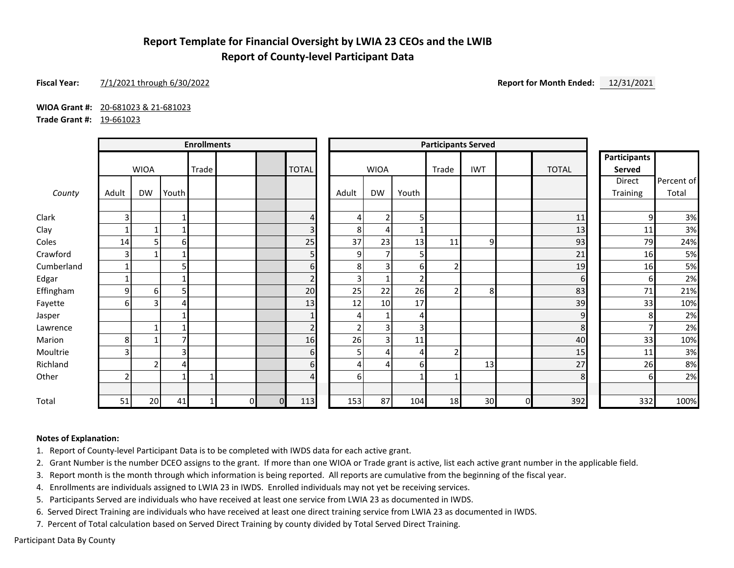# Report Template for Financial Oversight by LWIA 23 CEOs and the LWIB
## Report of County-level Participant Data

**Fiscal Year:** 7/1/2021 through 6/30/2022

**Report for Month Ended:** 12/31/2021

**WIOA Grant #:** 20-681023 & 21-681023

**Trade Grant #:** 19-661023

| | Enrollments | | | | | | | Participants Served | | | | | | | Participants Served | |
|---|---|---|---|---|---|---|---|---|---|---|---|---|---|---|---|---|
| | WIOA | | | Trade | | | TOTAL | WIOA | | | Trade | IWT | | TOTAL | Direct Training | Percent of Total |
| *County* | Adult | DW | Youth | | | | | Adult | DW | Youth | | | | | | |
| Clark | 3 | | 1 | | | | 4 | 4 | 2 | 5 | | | | 11 | 9 | 3% |
| Clay | 1 | 1 | 1 | | | | 3 | 8 | 4 | 1 | | | | 13 | 11 | 3% |
| Coles | 14 | 5 | 6 | | | | 25 | 37 | 23 | 13 | 11 | 9 | | 93 | 79 | 24% |
| Crawford | 3 | 1 | 1 | | | | 5 | 9 | 7 | 5 | | | | 21 | 16 | 5% |
| Cumberland | 1 | | 5 | | | | 6 | 8 | 3 | 6 | 2 | | | 19 | 16 | 5% |
| Edgar | 1 | | 1 | | | | 2 | 3 | 1 | 2 | | | | 6 | 6 | 2% |
| Effingham | 9 | 6 | 5 | | | | 20 | 25 | 22 | 26 | 2 | 8 | | 83 | 71 | 21% |
| Fayette | 6 | 3 | 4 | | | | 13 | 12 | 10 | 17 | | | | 39 | 33 | 10% |
| Jasper | | | 1 | | | | 1 | 4 | 1 | 4 | | | | 9 | 8 | 2% |
| Lawrence | | 1 | 1 | | | | 2 | 2 | 3 | 3 | | | | 8 | 7 | 2% |
| Marion | 8 | 1 | 7 | | | | 16 | 26 | 3 | 11 | | | | 40 | 33 | 10% |
| Moultrie | 3 | | 3 | | | | 6 | 5 | 4 | 4 | 2 | | | 15 | 11 | 3% |
| Richland | | 2 | 4 | | | | 6 | 4 | 4 | 6 | | 13 | | 27 | 26 | 8% |
| Other | 2 | | 1 | 1 | | | 4 | 6 | | 1 | 1 | | | 8 | 6 | 2% |
| Total | 51 | 20 | 41 | 1 | 0 | 0 | 113 | 153 | 87 | 104 | 18 | 30 | 0 | 392 | 332 | 100% |

**Notes of Explanation:**

1. Report of County-level Participant Data is to be completed with IWDS data for each active grant.
2. Grant Number is the number DCEO assigns to the grant. If more than one WIOA or Trade grant is active, list each active grant number in the applicable field.
3. Report month is the month through which information is being reported. All reports are cumulative from the beginning of the fiscal year.
4. Enrollments are individuals assigned to LWIA 23 in IWDS. Enrolled individuals may not yet be receiving services.
5. Participants Served are individuals who have received at least one service from LWIA 23 as documented in IWDS.
6. Served Direct Training are individuals who have received at least one direct training service from LWIA 23 as documented in IWDS.
7. Percent of Total calculation based on Served Direct Training by county divided by Total Served Direct Training.

Participant Data By County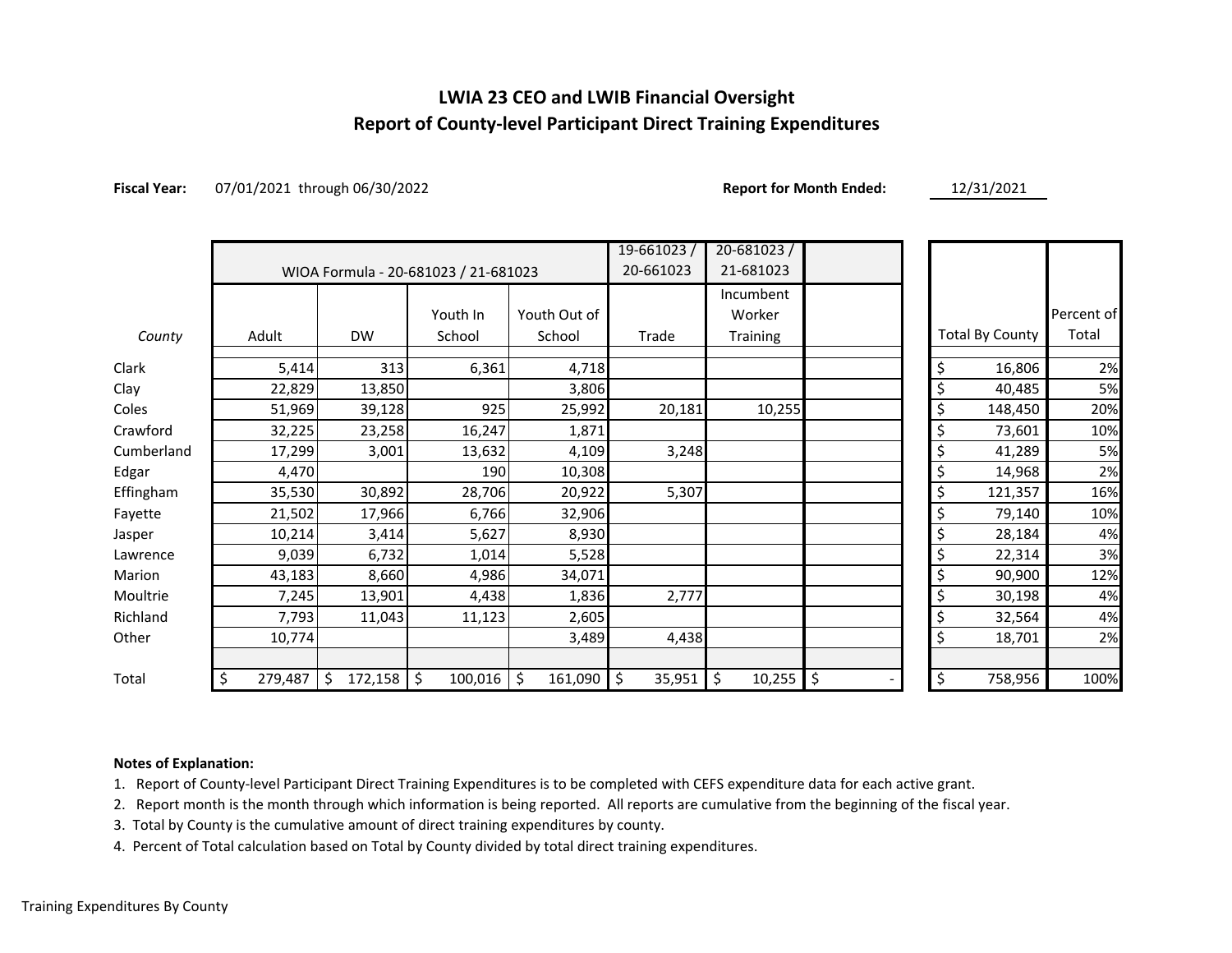## LWIA 23 CEO and LWIB Financial Oversight
## Report of County-level Participant Direct Training Expenditures

**Fiscal Year:** 07/01/2021 through 06/30/2022 **Report for Month Ended:** 12/31/2021

| | WIOA Formula - 20-681023 / 21-681023 | | | | 19-661023 / 20-661023 | 20-681023 / 21-681023 | | Total By County | Percent of Total |
|---|---|---|---|---|---|---|---|---|---|
| *County* | Adult | DW | Youth In School | Youth Out of School | Trade | Incumbent Worker Training | | | |
| Clark | 5,414 | 313 | 6,361 | 4,718 | | | | $ 16,806 | 2% |
| Clay | 22,829 | 13,850 | | 3,806 | | | | $ 40,485 | 5% |
| Coles | 51,969 | 39,128 | 925 | 25,992 | 20,181 | 10,255 | | $ 148,450 | 20% |
| Crawford | 32,225 | 23,258 | 16,247 | 1,871 | | | | $ 73,601 | 10% |
| Cumberland | 17,299 | 3,001 | 13,632 | 4,109 | 3,248 | | | $ 41,289 | 5% |
| Edgar | 4,470 | | 190 | 10,308 | | | | $ 14,968 | 2% |
| Effingham | 35,530 | 30,892 | 28,706 | 20,922 | 5,307 | | | $ 121,357 | 16% |
| Fayette | 21,502 | 17,966 | 6,766 | 32,906 | | | | $ 79,140 | 10% |
| Jasper | 10,214 | 3,414 | 5,627 | 8,930 | | | | $ 28,184 | 4% |
| Lawrence | 9,039 | 6,732 | 1,014 | 5,528 | | | | $ 22,314 | 3% |
| Marion | 43,183 | 8,660 | 4,986 | 34,071 | | | | $ 90,900 | 12% |
| Moultrie | 7,245 | 13,901 | 4,438 | 1,836 | 2,777 | | | $ 30,198 | 4% |
| Richland | 7,793 | 11,043 | 11,123 | 2,605 | | | | $ 32,564 | 4% |
| Other | 10,774 | | | 3,489 | 4,438 | | | $ 18,701 | 2% |
| Total | $ 279,487 | $ 172,158 | $ 100,016 | $ 161,090 | $ 35,951 | $ 10,255 | $ - | $ 758,956 | 100% |

**Notes of Explanation:**

1. Report of County-level Participant Direct Training Expenditures is to be completed with CEFS expenditure data for each active grant.
2. Report month is the month through which information is being reported. All reports are cumulative from the beginning of the fiscal year.
3. Total by County is the cumulative amount of direct training expenditures by county.
4. Percent of Total calculation based on Total by County divided by total direct training expenditures.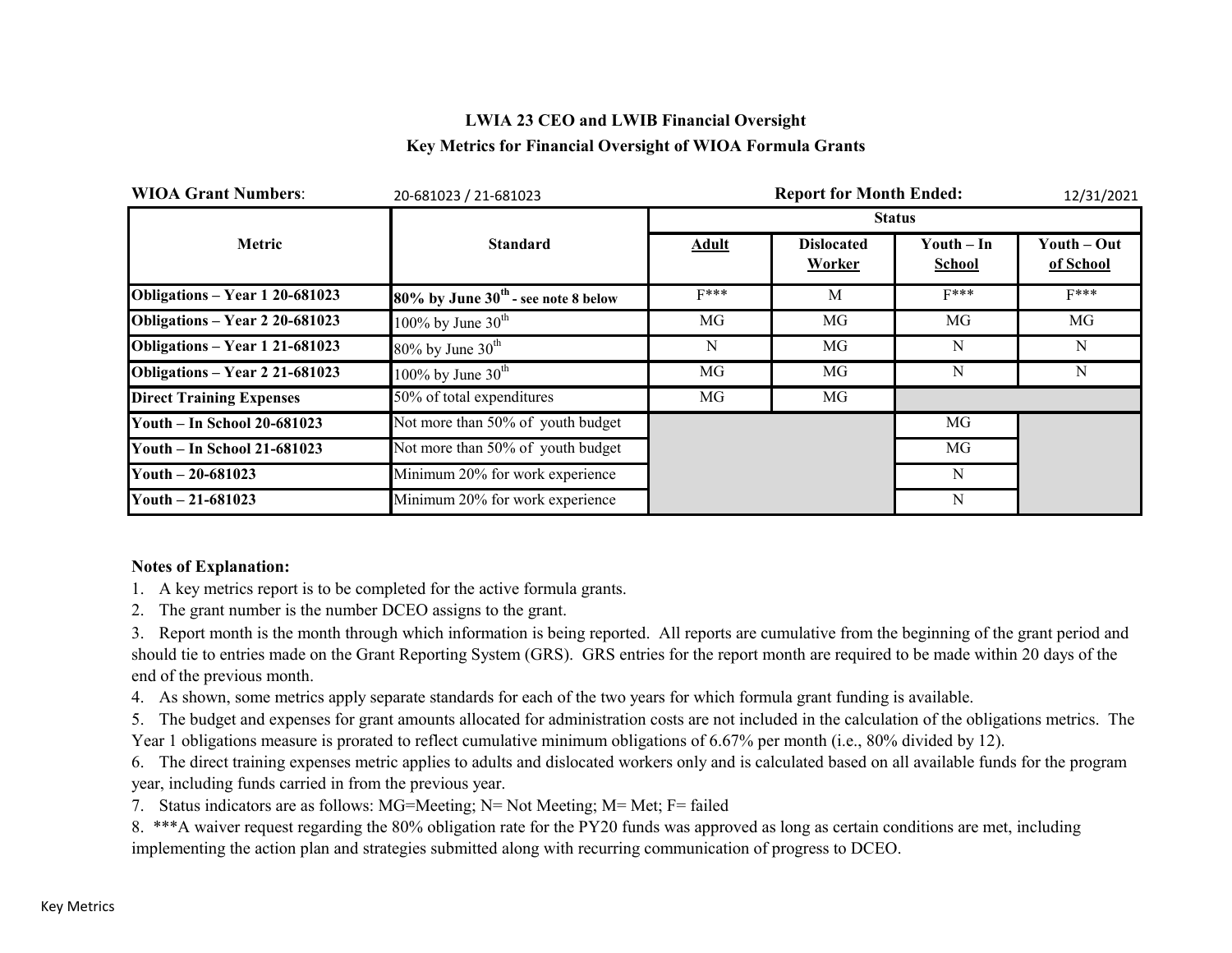**LWIA 23 CEO and LWIB Financial Oversight**

**Key Metrics for Financial Oversight of WIOA Formula Grants**

**WIOA Grant Numbers**: 20-681023 / 21-681023 **Report for Month Ended:** 12/31/2021

| Metric | Standard | Status | | | |
|---|---|---|---|---|---|
| | | **Adult** | **Dislocated Worker** | **Youth – In School** | **Youth – Out of School** |
| **Obligations – Year 1 20-681023** | **80% by June 30th - see note 8 below** | F*** | M | F*** | F*** |
| **Obligations – Year 2 20-681023** | 100% by June 30th | MG | MG | MG | MG |
| **Obligations – Year 1 21-681023** | 80% by June 30th | N | MG | N | N |
| **Obligations – Year 2 21-681023** | 100% by June 30th | MG | MG | N | N |
| **Direct Training Expenses** | 50% of total expenditures | MG | MG | | |
| **Youth – In School 20-681023** | Not more than 50% of youth budget | | | MG | |
| **Youth – In School 21-681023** | Not more than 50% of youth budget | | | MG | |
| **Youth – 20-681023** | Minimum 20% for work experience | | | N | |
| **Youth – 21-681023** | Minimum 20% for work experience | | | N | |

**Notes of Explanation:**

1. A key metrics report is to be completed for the active formula grants.
2. The grant number is the number DCEO assigns to the grant.
3. Report month is the month through which information is being reported. All reports are cumulative from the beginning of the grant period and should tie to entries made on the Grant Reporting System (GRS). GRS entries for the report month are required to be made within 20 days of the end of the previous month.
4. As shown, some metrics apply separate standards for each of the two years for which formula grant funding is available.
5. The budget and expenses for grant amounts allocated for administration costs are not included in the calculation of the obligations metrics. The Year 1 obligations measure is prorated to reflect cumulative minimum obligations of 6.67% per month (i.e., 80% divided by 12).
6. The direct training expenses metric applies to adults and dislocated workers only and is calculated based on all available funds for the program year, including funds carried in from the previous year.
7. Status indicators are as follows: MG=Meeting; N= Not Meeting; M= Met; F= failed
8. ***A waiver request regarding the 80% obligation rate for the PY20 funds was approved as long as certain conditions are met, including implementing the action plan and strategies submitted along with recurring communication of progress to DCEO.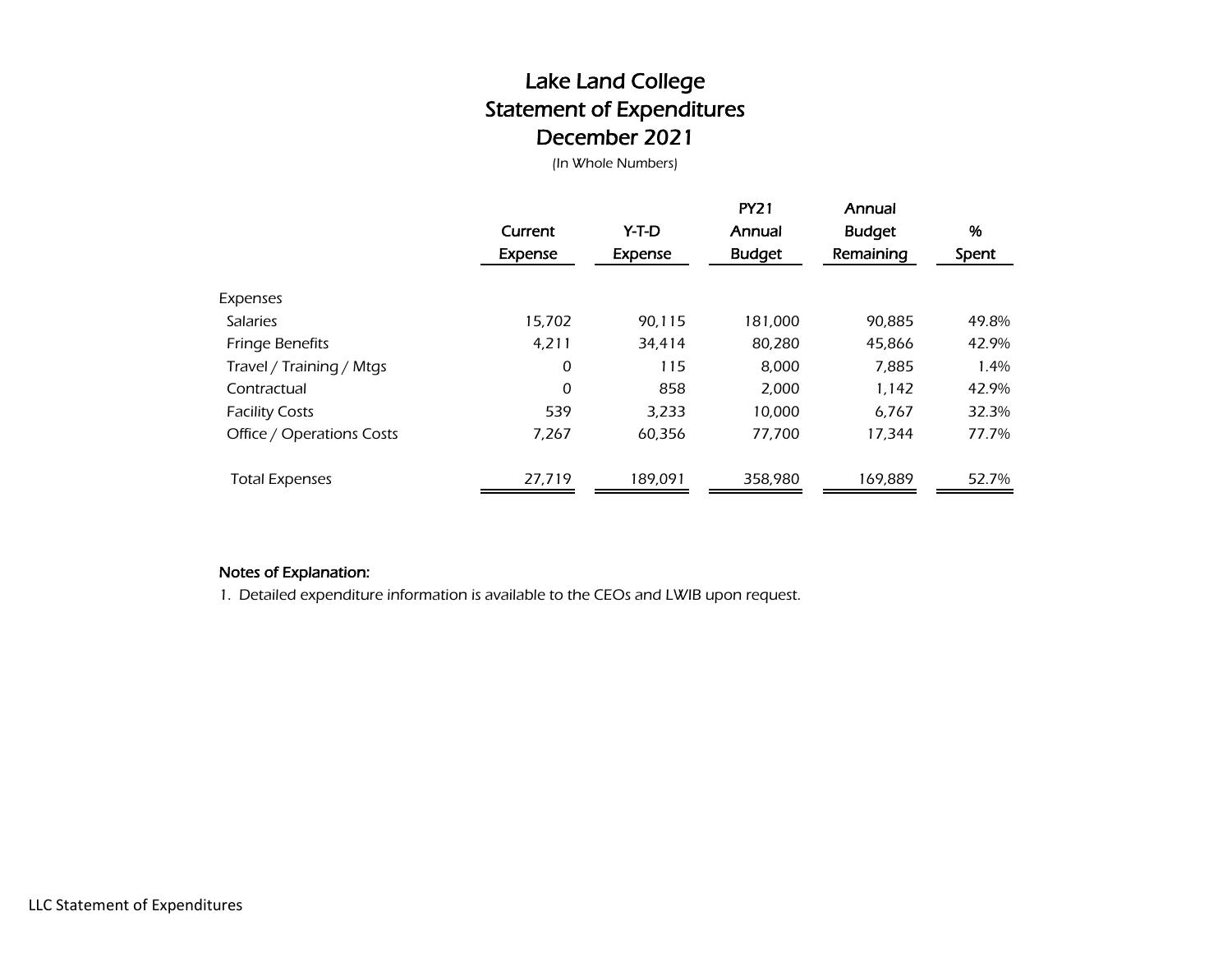# Lake Land College
# Statement of Expenditures
# December 2021

(In Whole Numbers)

| | Current Expense | Y-T-D Expense | PY21 Annual Budget | Annual Budget Remaining | % Spent |
|---|---|---|---|---|---|
| Expenses | | | | | |
| Salaries | 15,702 | 90,115 | 181,000 | 90,885 | 49.8% |
| Fringe Benefits | 4,211 | 34,414 | 80,280 | 45,866 | 42.9% |
| Travel / Training / Mtgs | 0 | 115 | 8,000 | 7,885 | 1.4% |
| Contractual | 0 | 858 | 2,000 | 1,142 | 42.9% |
| Facility Costs | 539 | 3,233 | 10,000 | 6,767 | 32.3% |
| Office / Operations Costs | 7,267 | 60,356 | 77,700 | 17,344 | 77.7% |
| Total Expenses | 27,719 | 189,091 | 358,980 | 169,889 | 52.7% |

**Notes of Explanation:**

1. Detailed expenditure information is available to the CEOs and LWIB upon request.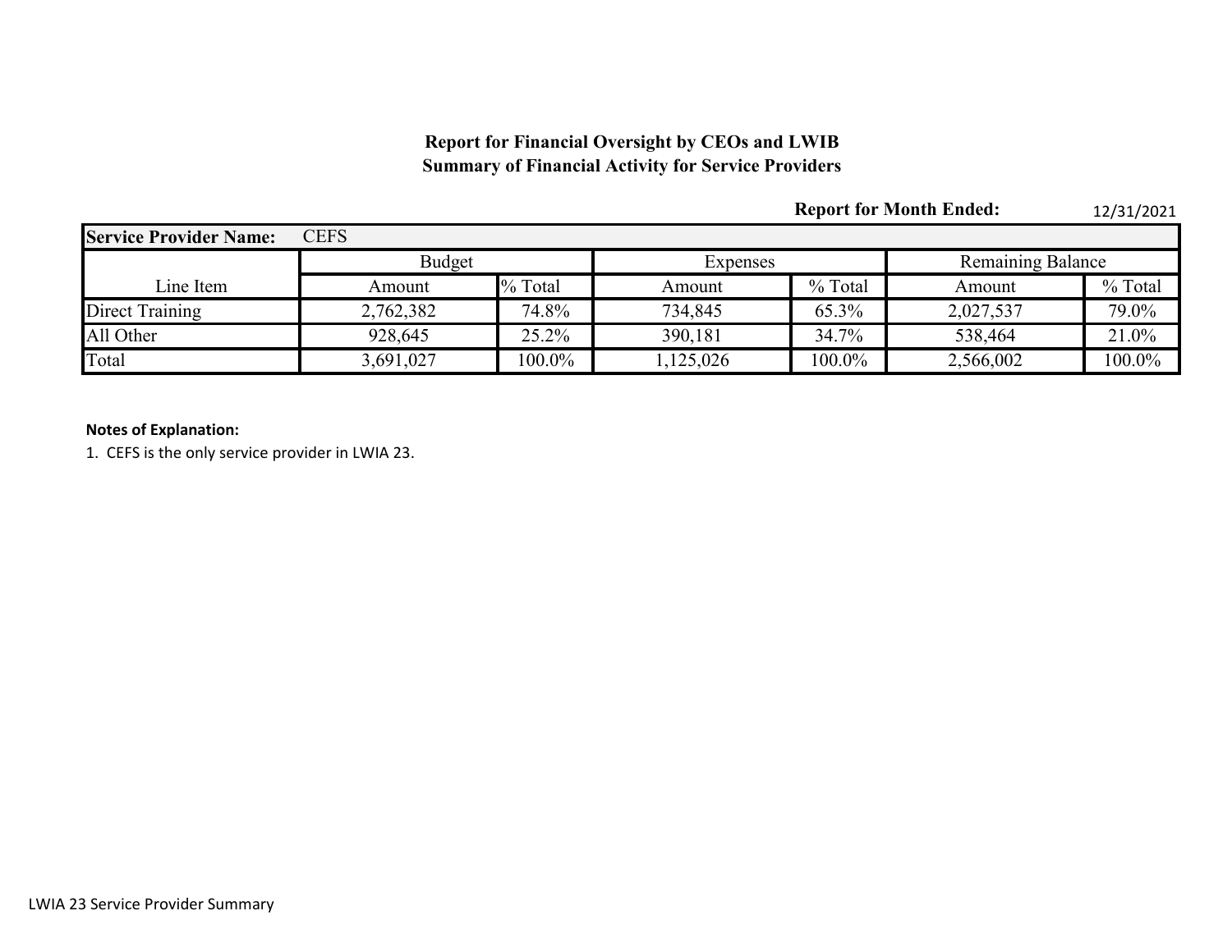**Report for Financial Oversight by CEOs and LWIB**
**Summary of Financial Activity for Service Providers**

**Report for Month Ended:** 12/31/2021

| **Service Provider Name:** | CEFS | | | | | |
|---|---|---|---|---|---|---|
| | Budget | | Expenses | | Remaining Balance | |
| Line Item | Amount | % Total | Amount | % Total | Amount | % Total |
| Direct Training | 2,762,382 | 74.8% | 734,845 | 65.3% | 2,027,537 | 79.0% |
| All Other | 928,645 | 25.2% | 390,181 | 34.7% | 538,464 | 21.0% |
| Total | 3,691,027 | 100.0% | 1,125,026 | 100.0% | 2,566,002 | 100.0% |

**Notes of Explanation:**

1. CEFS is the only service provider in LWIA 23.

LWIA 23 Service Provider Summary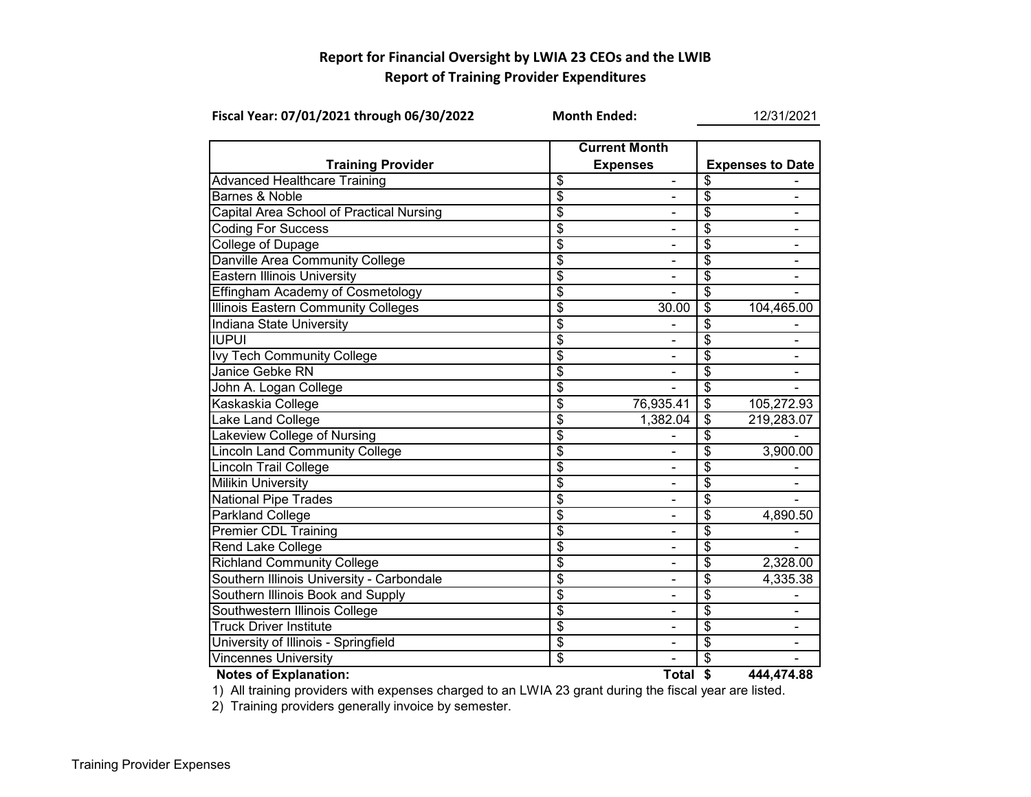**Report for Financial Oversight by LWIA 23 CEOs and the LWIB**

**Report of Training Provider Expenditures**

**Fiscal Year: 07/01/2021 through 06/30/2022** **Month Ended:** 12/31/2021

| Training Provider | Current Month Expenses | Expenses to Date |
|---|---|---|
| Advanced Healthcare Training | $ - | $ - |
| Barnes & Noble | $ - | $ - |
| Capital Area School of Practical Nursing | $ - | $ - |
| Coding For Success | $ - | $ - |
| College of Dupage | $ - | $ - |
| Danville Area Community College | $ - | $ - |
| Eastern Illinois University | $ - | $ - |
| Effingham Academy of Cosmetology | $ - | $ - |
| Illinois Eastern Community Colleges | $ 30.00 | $ 104,465.00 |
| Indiana State University | $ - | $ - |
| IUPUI | $ - | $ - |
| Ivy Tech Community College | $ - | $ - |
| Janice Gebke RN | $ - | $ - |
| John A. Logan College | $ - | $ - |
| Kaskaskia College | $ 76,935.41 | $ 105,272.93 |
| Lake Land College | $ 1,382.04 | $ 219,283.07 |
| Lakeview College of Nursing | $ - | $ - |
| Lincoln Land Community College | $ - | $ 3,900.00 |
| Lincoln Trail College | $ - | $ - |
| Milikin University | $ - | $ - |
| National Pipe Trades | $ - | $ - |
| Parkland College | $ - | $ 4,890.50 |
| Premier CDL Training | $ - | $ - |
| Rend Lake College | $ - | $ - |
| Richland Community College | $ - | $ 2,328.00 |
| Southern Illinois University - Carbondale | $ - | $ 4,335.38 |
| Southern Illinois Book and Supply | $ - | $ - |
| Southwestern Illinois College | $ - | $ - |
| Truck Driver Institute | $ - | $ - |
| University of Illinois - Springfield | $ - | $ - |
| Vincennes University | $ - | $ - |
| | **Total** | **$ 444,474.88** |

**Notes of Explanation:**

1) All training providers with expenses charged to an LWIA 23 grant during the fiscal year are listed.

2) Training providers generally invoice by semester.

Training Provider Expenses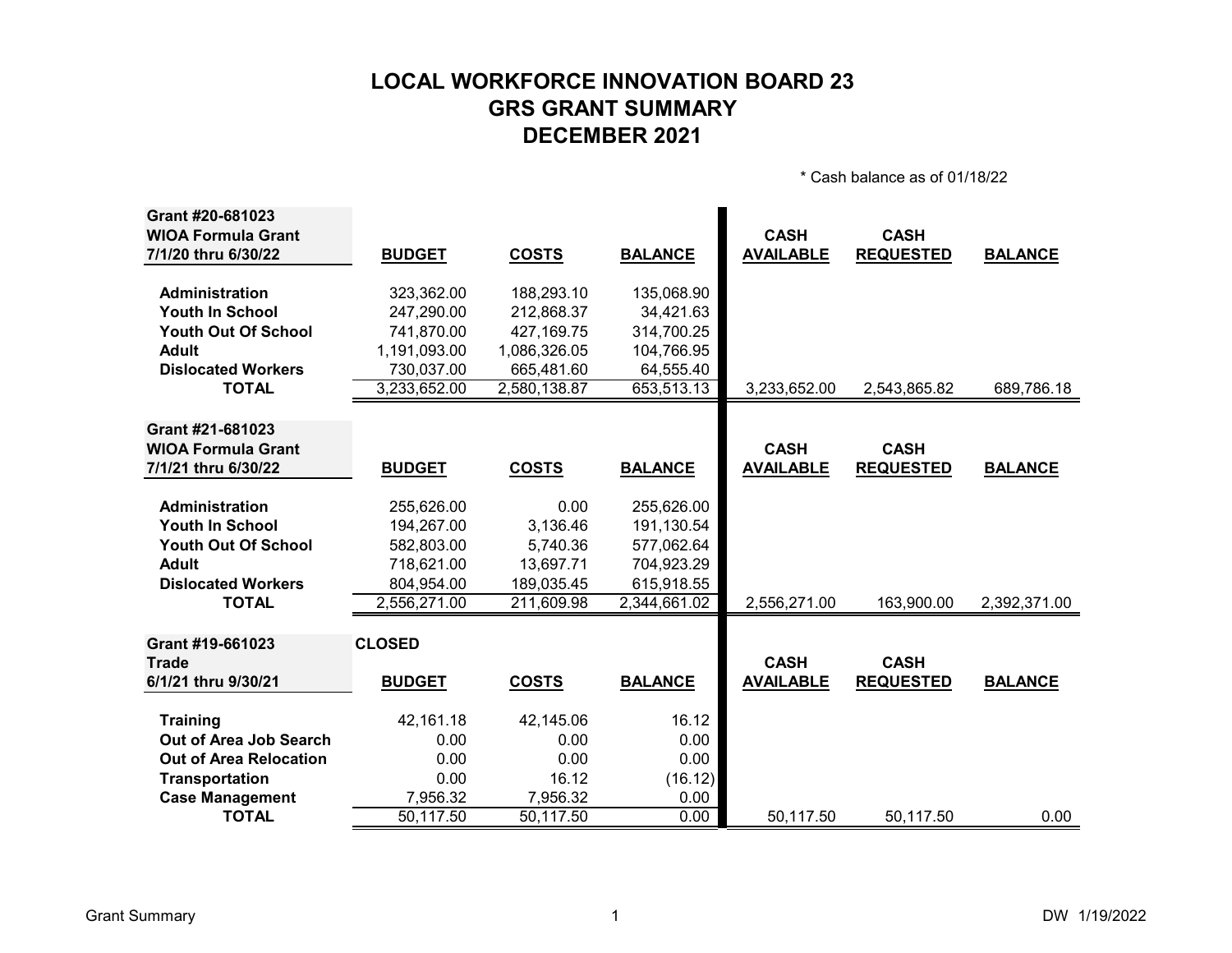# LOCAL WORKFORCE INNOVATION BOARD 23
# GRS GRANT SUMMARY
# DECEMBER 2021

\* Cash balance as of 01/18/22

| Grant #20-681023<br>WIOA Formula Grant<br>7/1/20 thru 6/30/22 | BUDGET | COSTS | BALANCE | CASH AVAILABLE | CASH REQUESTED | BALANCE |
|---|---|---|---|---|---|---|
| **Administration** | 323,362.00 | 188,293.10 | 135,068.90 | | | |
| **Youth In School** | 247,290.00 | 212,868.37 | 34,421.63 | | | |
| **Youth Out Of School** | 741,870.00 | 427,169.75 | 314,700.25 | | | |
| **Adult** | 1,191,093.00 | 1,086,326.05 | 104,766.95 | | | |
| **Dislocated Workers** | 730,037.00 | 665,481.60 | 64,555.40 | | | |
| **TOTAL** | 3,233,652.00 | 2,580,138.87 | 653,513.13 | 3,233,652.00 | 2,543,865.82 | 689,786.18 |

| Grant #21-681023<br>WIOA Formula Grant<br>7/1/21 thru 6/30/22 | BUDGET | COSTS | BALANCE | CASH AVAILABLE | CASH REQUESTED | BALANCE |
|---|---|---|---|---|---|---|
| **Administration** | 255,626.00 | 0.00 | 255,626.00 | | | |
| **Youth In School** | 194,267.00 | 3,136.46 | 191,130.54 | | | |
| **Youth Out Of School** | 582,803.00 | 5,740.36 | 577,062.64 | | | |
| **Adult** | 718,621.00 | 13,697.71 | 704,923.29 | | | |
| **Dislocated Workers** | 804,954.00 | 189,035.45 | 615,918.55 | | | |
| **TOTAL** | 2,556,271.00 | 211,609.98 | 2,344,661.02 | 2,556,271.00 | 163,900.00 | 2,392,371.00 |

| Grant #19-661023<br>Trade<br>6/1/21 thru 9/30/21 | CLOSED<br>BUDGET | COSTS | BALANCE | CASH AVAILABLE | CASH REQUESTED | BALANCE |
|---|---|---|---|---|---|---|
| **Training** | 42,161.18 | 42,145.06 | 16.12 | | | |
| **Out of Area Job Search** | 0.00 | 0.00 | 0.00 | | | |
| **Out of Area Relocation** | 0.00 | 0.00 | 0.00 | | | |
| **Transportation** | 0.00 | 16.12 | (16.12) | | | |
| **Case Management** | 7,956.32 | 7,956.32 | 0.00 | | | |
| **TOTAL** | 50,117.50 | 50,117.50 | 0.00 | 50,117.50 | 50,117.50 | 0.00 |

Grant Summary DW 1/19/2022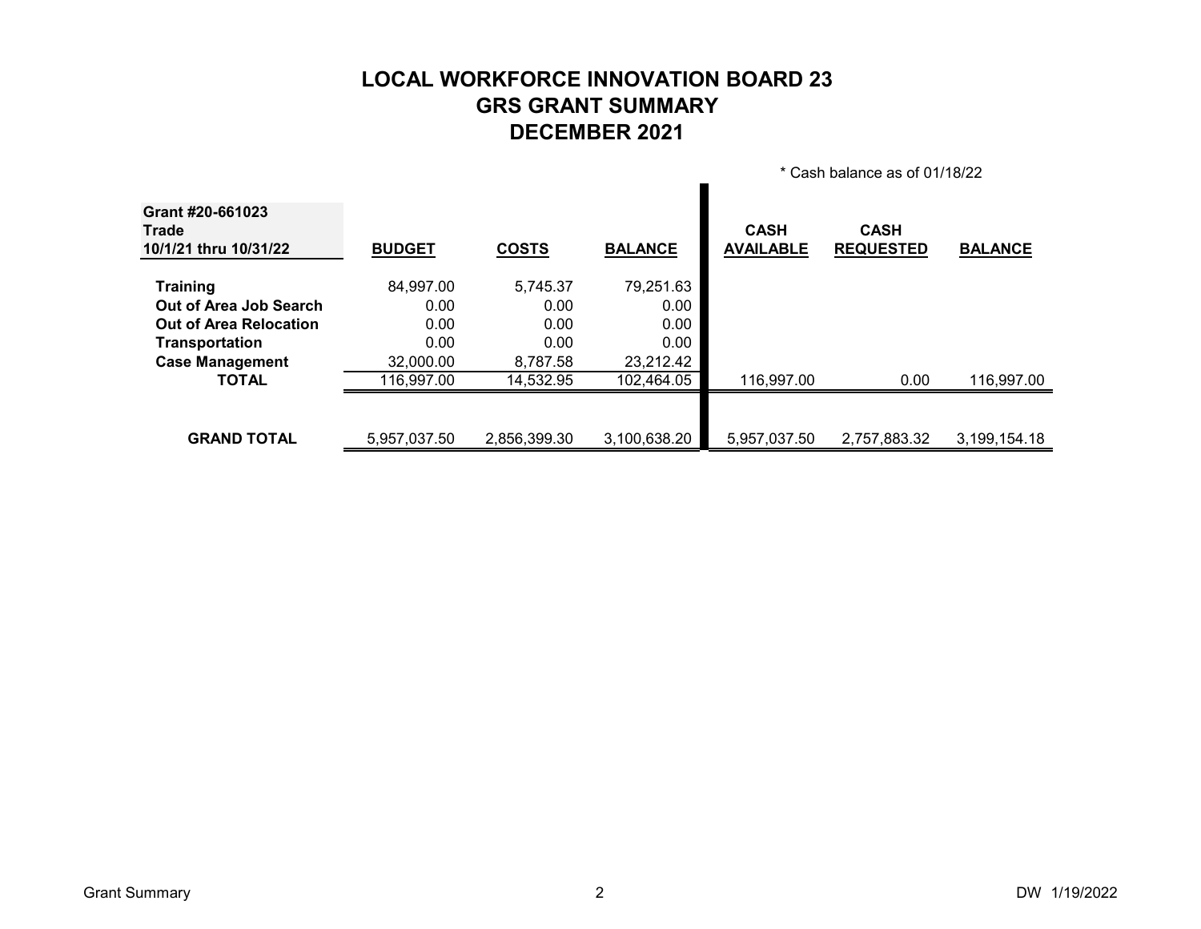# LOCAL WORKFORCE INNOVATION BOARD 23
# GRS GRANT SUMMARY
# DECEMBER 2021

\* Cash balance as of 01/18/22

| Grant #20-661023 Trade 10/1/21 thru 10/31/22 | BUDGET | COSTS | BALANCE | CASH AVAILABLE | CASH REQUESTED | BALANCE |
|---|---|---|---|---|---|---|
| **Training** | 84,997.00 | 5,745.37 | 79,251.63 | | | |
| **Out of Area Job Search** | 0.00 | 0.00 | 0.00 | | | |
| **Out of Area Relocation** | 0.00 | 0.00 | 0.00 | | | |
| **Transportation** | 0.00 | 0.00 | 0.00 | | | |
| **Case Management** | 32,000.00 | 8,787.58 | 23,212.42 | | | |
| **TOTAL** | 116,997.00 | 14,532.95 | 102,464.05 | 116,997.00 | 0.00 | 116,997.00 |
| | | | | | | |
| **GRAND TOTAL** | 5,957,037.50 | 2,856,399.30 | 3,100,638.20 | 5,957,037.50 | 2,757,883.32 | 3,199,154.18 |

Grant Summary DW 1/19/2022